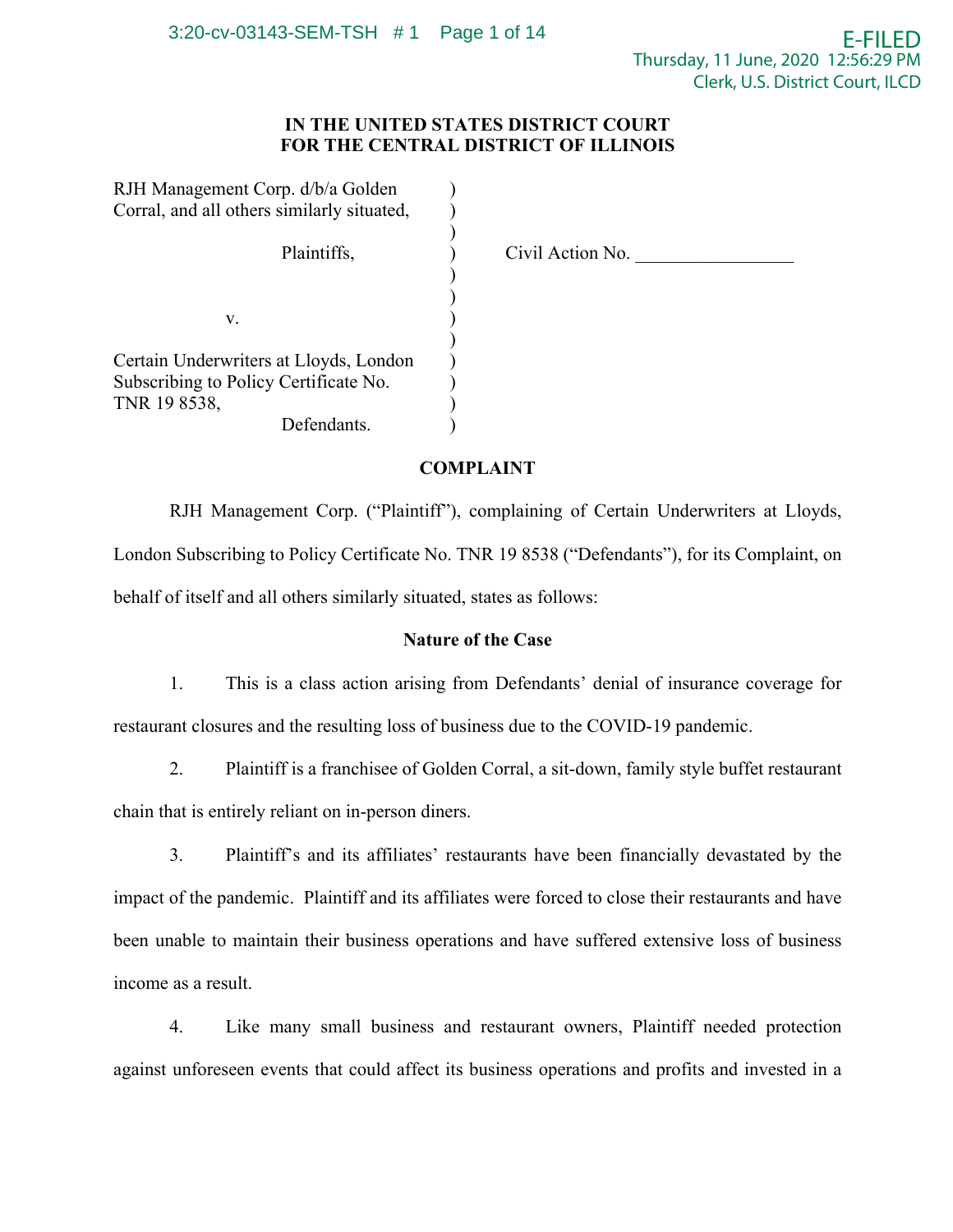**IN THE UNITED STATES DISTRICT COURT**
**FOR THE CENTRAL DISTRICT OF ILLINOIS**

| | | |
|---|---|---|
| RJH Management Corp. d/b/a Golden Corral, and all others similarly situated, | ) | |
| Plaintiffs, | ) | Civil Action No. ________________ |
| v. | ) | |
| Certain Underwriters at Lloyds, London Subscribing to Policy Certificate No. TNR 19 8538, | ) | |
| Defendants. | ) | |

## COMPLAINT

RJH Management Corp. ("Plaintiff"), complaining of Certain Underwriters at Lloyds, London Subscribing to Policy Certificate No. TNR 19 8538 ("Defendants"), for its Complaint, on behalf of itself and all others similarly situated, states as follows:

### Nature of the Case

1. This is a class action arising from Defendants' denial of insurance coverage for restaurant closures and the resulting loss of business due to the COVID-19 pandemic.

2. Plaintiff is a franchisee of Golden Corral, a sit-down, family style buffet restaurant chain that is entirely reliant on in-person diners.

3. Plaintiff's and its affiliates' restaurants have been financially devastated by the impact of the pandemic. Plaintiff and its affiliates were forced to close their restaurants and have been unable to maintain their business operations and have suffered extensive loss of business income as a result.

4. Like many small business and restaurant owners, Plaintiff needed protection against unforeseen events that could affect its business operations and profits and invested in a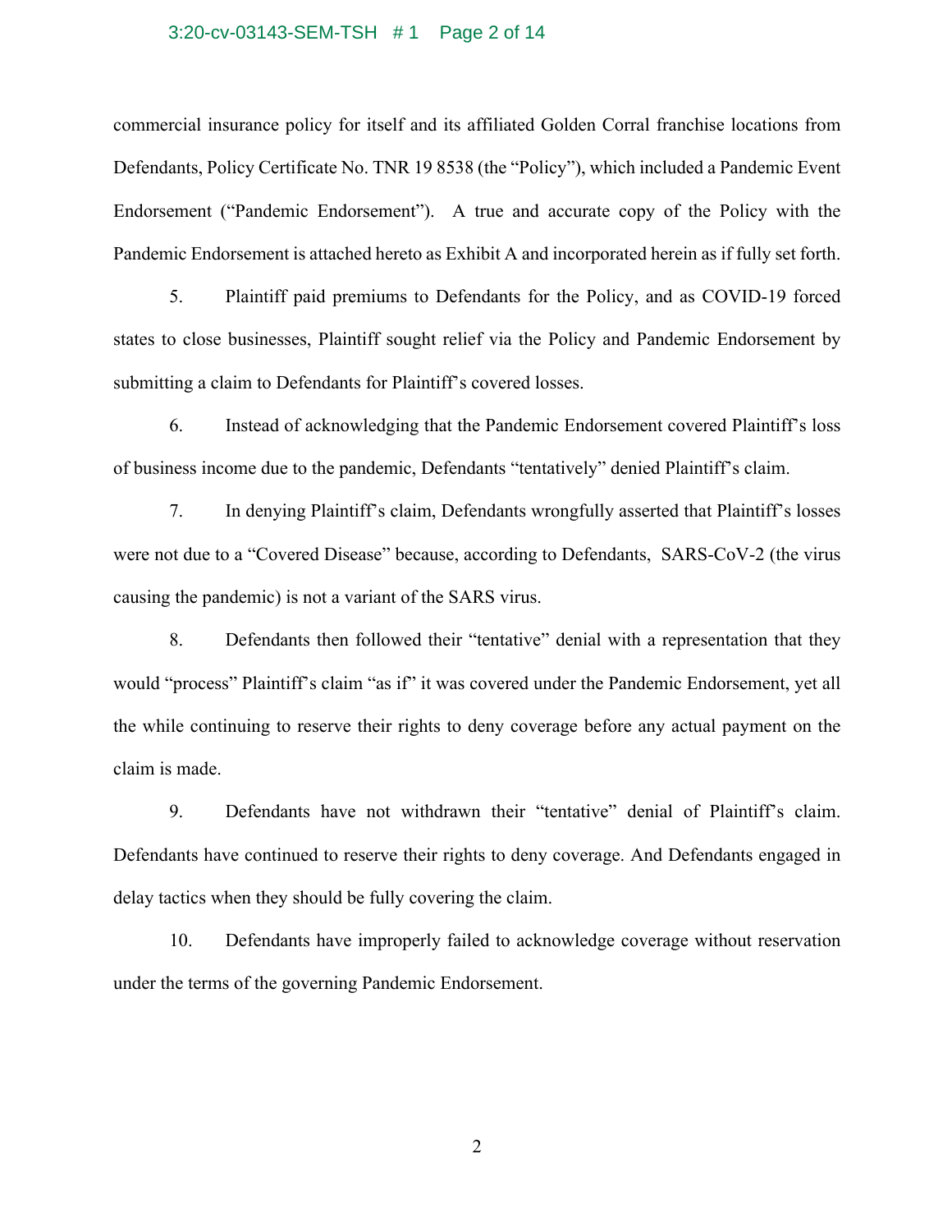commercial insurance policy for itself and its affiliated Golden Corral franchise locations from Defendants, Policy Certificate No. TNR 19 8538 (the "Policy"), which included a Pandemic Event Endorsement ("Pandemic Endorsement"). A true and accurate copy of the Policy with the Pandemic Endorsement is attached hereto as Exhibit A and incorporated herein as if fully set forth.

5. Plaintiff paid premiums to Defendants for the Policy, and as COVID-19 forced states to close businesses, Plaintiff sought relief via the Policy and Pandemic Endorsement by submitting a claim to Defendants for Plaintiff's covered losses.

6. Instead of acknowledging that the Pandemic Endorsement covered Plaintiff's loss of business income due to the pandemic, Defendants "tentatively" denied Plaintiff's claim.

7. In denying Plaintiff's claim, Defendants wrongfully asserted that Plaintiff's losses were not due to a "Covered Disease" because, according to Defendants, SARS-CoV-2 (the virus causing the pandemic) is not a variant of the SARS virus.

8. Defendants then followed their "tentative" denial with a representation that they would "process" Plaintiff's claim "as if" it was covered under the Pandemic Endorsement, yet all the while continuing to reserve their rights to deny coverage before any actual payment on the claim is made.

9. Defendants have not withdrawn their "tentative" denial of Plaintiff's claim. Defendants have continued to reserve their rights to deny coverage. And Defendants engaged in delay tactics when they should be fully covering the claim.

10. Defendants have improperly failed to acknowledge coverage without reservation under the terms of the governing Pandemic Endorsement.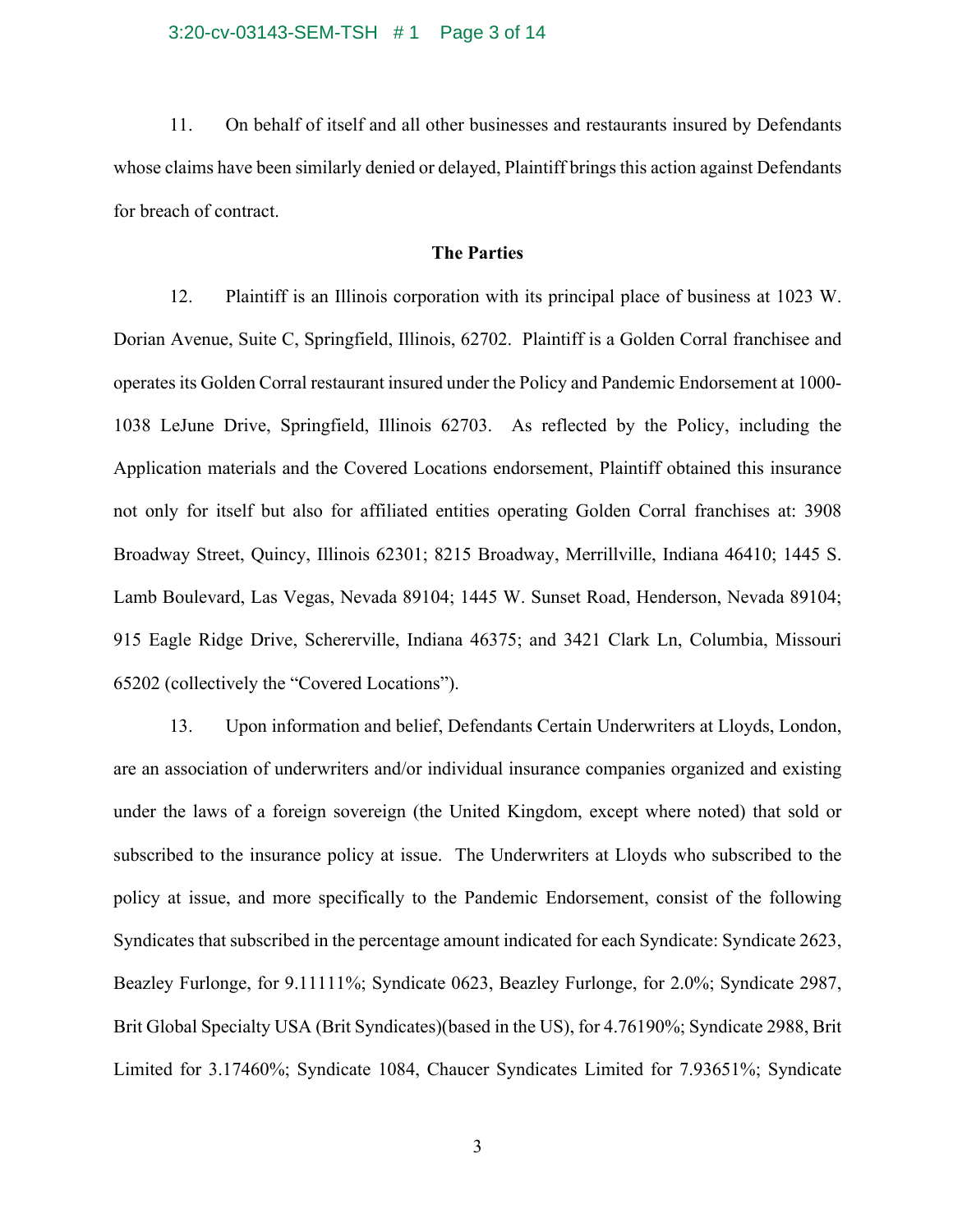11. On behalf of itself and all other businesses and restaurants insured by Defendants whose claims have been similarly denied or delayed, Plaintiff brings this action against Defendants for breach of contract.

**The Parties**

12. Plaintiff is an Illinois corporation with its principal place of business at 1023 W. Dorian Avenue, Suite C, Springfield, Illinois, 62702. Plaintiff is a Golden Corral franchisee and operates its Golden Corral restaurant insured under the Policy and Pandemic Endorsement at 1000-1038 LeJune Drive, Springfield, Illinois 62703. As reflected by the Policy, including the Application materials and the Covered Locations endorsement, Plaintiff obtained this insurance not only for itself but also for affiliated entities operating Golden Corral franchises at: 3908 Broadway Street, Quincy, Illinois 62301; 8215 Broadway, Merrillville, Indiana 46410; 1445 S. Lamb Boulevard, Las Vegas, Nevada 89104; 1445 W. Sunset Road, Henderson, Nevada 89104; 915 Eagle Ridge Drive, Schererville, Indiana 46375; and 3421 Clark Ln, Columbia, Missouri 65202 (collectively the "Covered Locations").

13. Upon information and belief, Defendants Certain Underwriters at Lloyds, London, are an association of underwriters and/or individual insurance companies organized and existing under the laws of a foreign sovereign (the United Kingdom, except where noted) that sold or subscribed to the insurance policy at issue. The Underwriters at Lloyds who subscribed to the policy at issue, and more specifically to the Pandemic Endorsement, consist of the following Syndicates that subscribed in the percentage amount indicated for each Syndicate: Syndicate 2623, Beazley Furlonge, for 9.11111%; Syndicate 0623, Beazley Furlonge, for 2.0%; Syndicate 2987, Brit Global Specialty USA (Brit Syndicates)(based in the US), for 4.76190%; Syndicate 2988, Brit Limited for 3.17460%; Syndicate 1084, Chaucer Syndicates Limited for 7.93651%; Syndicate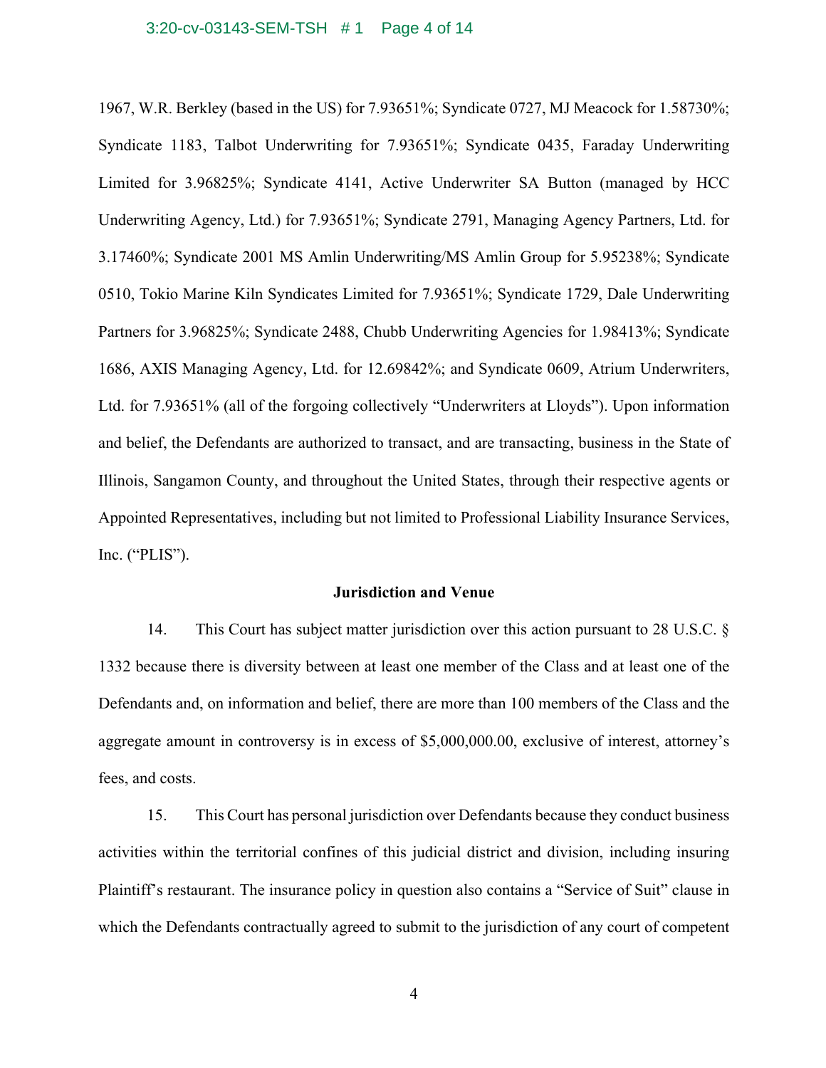1967, W.R. Berkley (based in the US) for 7.93651%; Syndicate 0727, MJ Meacock for 1.58730%; Syndicate 1183, Talbot Underwriting for 7.93651%; Syndicate 0435, Faraday Underwriting Limited for 3.96825%; Syndicate 4141, Active Underwriter SA Button (managed by HCC Underwriting Agency, Ltd.) for 7.93651%; Syndicate 2791, Managing Agency Partners, Ltd. for 3.17460%; Syndicate 2001 MS Amlin Underwriting/MS Amlin Group for 5.95238%; Syndicate 0510, Tokio Marine Kiln Syndicates Limited for 7.93651%; Syndicate 1729, Dale Underwriting Partners for 3.96825%; Syndicate 2488, Chubb Underwriting Agencies for 1.98413%; Syndicate 1686, AXIS Managing Agency, Ltd. for 12.69842%; and Syndicate 0609, Atrium Underwriters, Ltd. for 7.93651% (all of the forgoing collectively "Underwriters at Lloyds"). Upon information and belief, the Defendants are authorized to transact, and are transacting, business in the State of Illinois, Sangamon County, and throughout the United States, through their respective agents or Appointed Representatives, including but not limited to Professional Liability Insurance Services, Inc. ("PLIS").

**Jurisdiction and Venue**

14. This Court has subject matter jurisdiction over this action pursuant to 28 U.S.C. § 1332 because there is diversity between at least one member of the Class and at least one of the Defendants and, on information and belief, there are more than 100 members of the Class and the aggregate amount in controversy is in excess of $5,000,000.00, exclusive of interest, attorney's fees, and costs.

15. This Court has personal jurisdiction over Defendants because they conduct business activities within the territorial confines of this judicial district and division, including insuring Plaintiff's restaurant. The insurance policy in question also contains a "Service of Suit" clause in which the Defendants contractually agreed to submit to the jurisdiction of any court of competent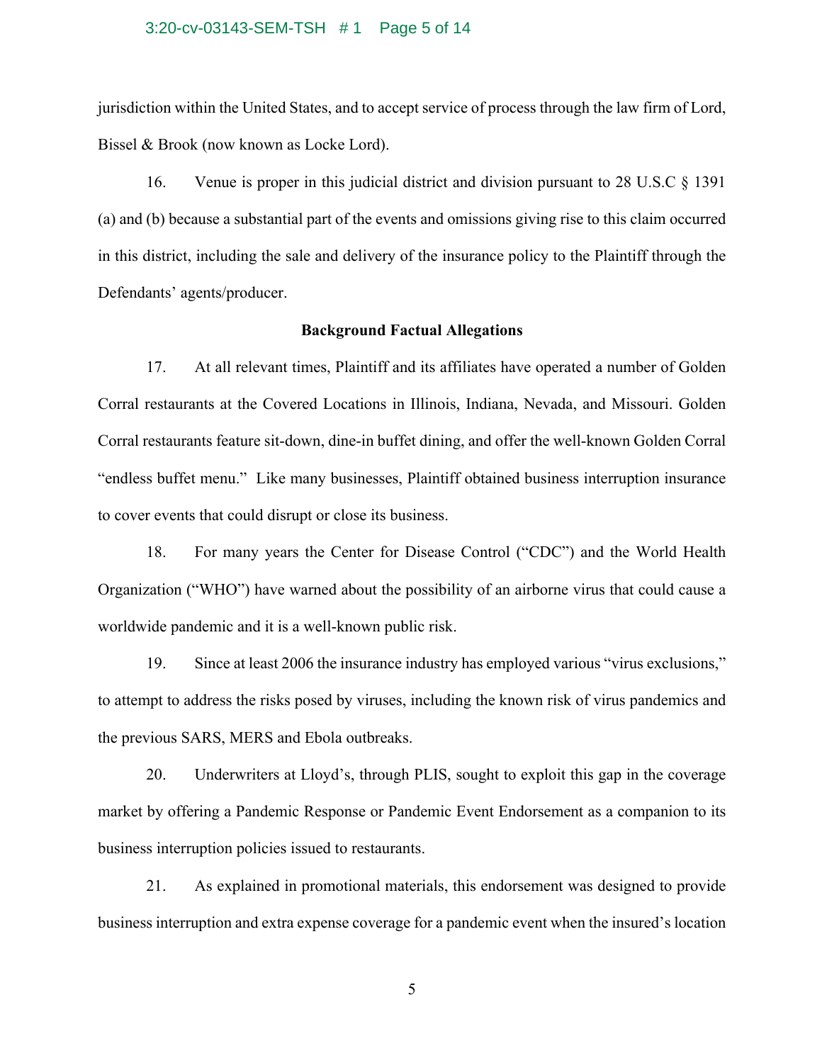jurisdiction within the United States, and to accept service of process through the law firm of Lord, Bissel & Brook (now known as Locke Lord).

16. Venue is proper in this judicial district and division pursuant to 28 U.S.C § 1391 (a) and (b) because a substantial part of the events and omissions giving rise to this claim occurred in this district, including the sale and delivery of the insurance policy to the Plaintiff through the Defendants' agents/producer.

**Background Factual Allegations**

17. At all relevant times, Plaintiff and its affiliates have operated a number of Golden Corral restaurants at the Covered Locations in Illinois, Indiana, Nevada, and Missouri. Golden Corral restaurants feature sit-down, dine-in buffet dining, and offer the well-known Golden Corral "endless buffet menu." Like many businesses, Plaintiff obtained business interruption insurance to cover events that could disrupt or close its business.

18. For many years the Center for Disease Control ("CDC") and the World Health Organization ("WHO") have warned about the possibility of an airborne virus that could cause a worldwide pandemic and it is a well-known public risk.

19. Since at least 2006 the insurance industry has employed various "virus exclusions," to attempt to address the risks posed by viruses, including the known risk of virus pandemics and the previous SARS, MERS and Ebola outbreaks.

20. Underwriters at Lloyd's, through PLIS, sought to exploit this gap in the coverage market by offering a Pandemic Response or Pandemic Event Endorsement as a companion to its business interruption policies issued to restaurants.

21. As explained in promotional materials, this endorsement was designed to provide business interruption and extra expense coverage for a pandemic event when the insured's location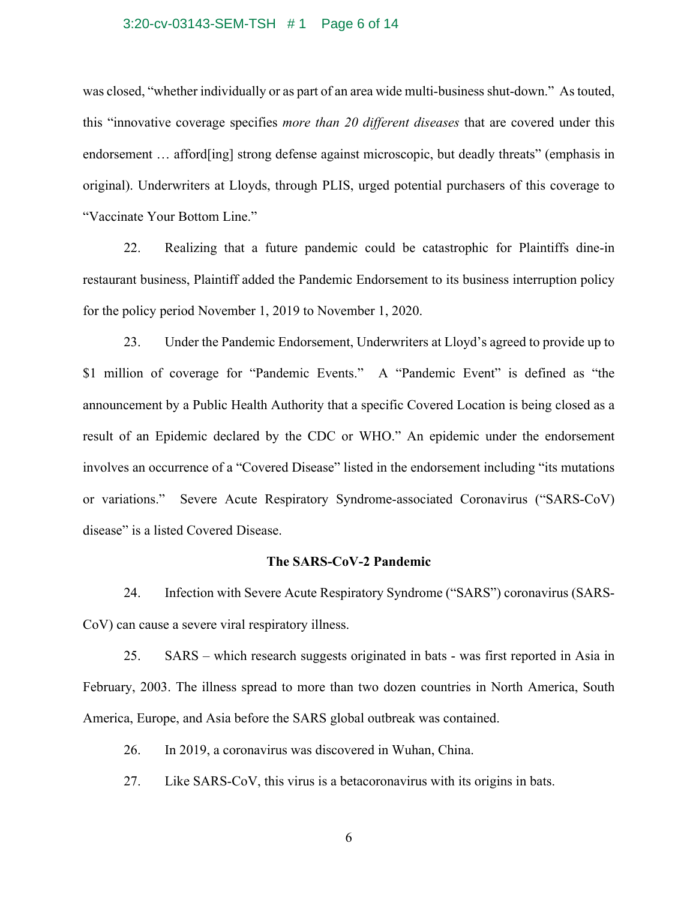was closed, "whether individually or as part of an area wide multi-business shut-down." As touted, this "innovative coverage specifies *more than 20 different diseases* that are covered under this endorsement … afford[ing] strong defense against microscopic, but deadly threats" (emphasis in original). Underwriters at Lloyds, through PLIS, urged potential purchasers of this coverage to "Vaccinate Your Bottom Line."

22. Realizing that a future pandemic could be catastrophic for Plaintiffs dine-in restaurant business, Plaintiff added the Pandemic Endorsement to its business interruption policy for the policy period November 1, 2019 to November 1, 2020.

23. Under the Pandemic Endorsement, Underwriters at Lloyd's agreed to provide up to $1 million of coverage for "Pandemic Events." A "Pandemic Event" is defined as "the announcement by a Public Health Authority that a specific Covered Location is being closed as a result of an Epidemic declared by the CDC or WHO." An epidemic under the endorsement involves an occurrence of a "Covered Disease" listed in the endorsement including "its mutations or variations." Severe Acute Respiratory Syndrome-associated Coronavirus ("SARS-CoV) disease" is a listed Covered Disease.

**The SARS-CoV-2 Pandemic**

24. Infection with Severe Acute Respiratory Syndrome ("SARS") coronavirus (SARS-CoV) can cause a severe viral respiratory illness.

25. SARS – which research suggests originated in bats - was first reported in Asia in February, 2003. The illness spread to more than two dozen countries in North America, South America, Europe, and Asia before the SARS global outbreak was contained.

26. In 2019, a coronavirus was discovered in Wuhan, China.

27. Like SARS-CoV, this virus is a betacoronavirus with its origins in bats.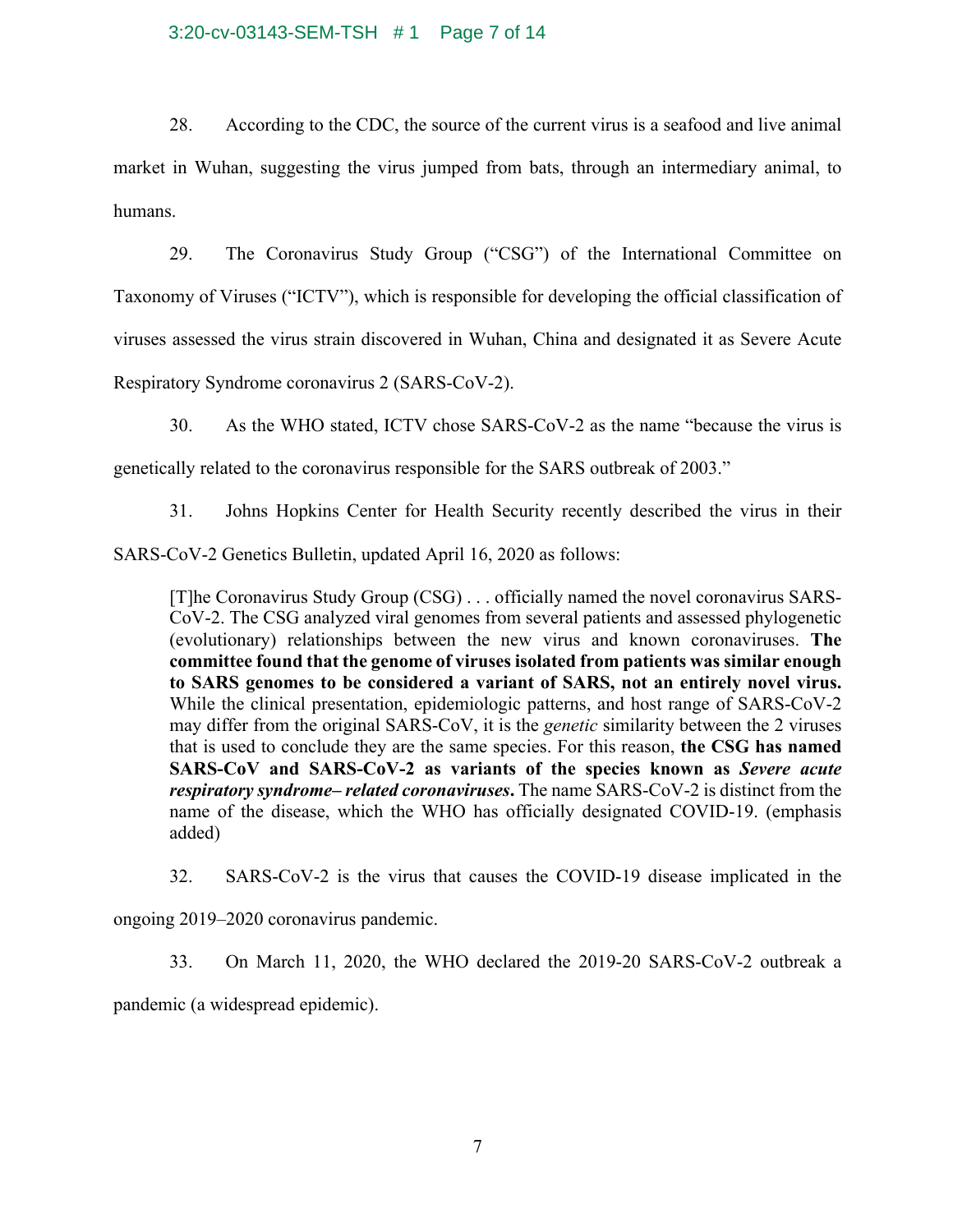28. According to the CDC, the source of the current virus is a seafood and live animal market in Wuhan, suggesting the virus jumped from bats, through an intermediary animal, to humans.

29. The Coronavirus Study Group ("CSG") of the International Committee on Taxonomy of Viruses ("ICTV"), which is responsible for developing the official classification of viruses assessed the virus strain discovered in Wuhan, China and designated it as Severe Acute Respiratory Syndrome coronavirus 2 (SARS-CoV-2).

30. As the WHO stated, ICTV chose SARS-CoV-2 as the name "because the virus is genetically related to the coronavirus responsible for the SARS outbreak of 2003."

31. Johns Hopkins Center for Health Security recently described the virus in their SARS-CoV-2 Genetics Bulletin, updated April 16, 2020 as follows:

> [T]he Coronavirus Study Group (CSG) . . . officially named the novel coronavirus SARS-CoV-2. The CSG analyzed viral genomes from several patients and assessed phylogenetic (evolutionary) relationships between the new virus and known coronaviruses. **The committee found that the genome of viruses isolated from patients was similar enough to SARS genomes to be considered a variant of SARS, not an entirely novel virus.** While the clinical presentation, epidemiologic patterns, and host range of SARS-CoV-2 may differ from the original SARS-CoV, it is the *genetic* similarity between the 2 viruses that is used to conclude they are the same species. For this reason, **the CSG has named SARS-CoV and SARS-CoV-2 as variants of the species known as *Severe acute respiratory syndrome– related coronaviruses*.** The name SARS-CoV-2 is distinct from the name of the disease, which the WHO has officially designated COVID-19. (emphasis added)

32. SARS-CoV-2 is the virus that causes the COVID-19 disease implicated in the ongoing 2019–2020 coronavirus pandemic.

33. On March 11, 2020, the WHO declared the 2019-20 SARS-CoV-2 outbreak a pandemic (a widespread epidemic).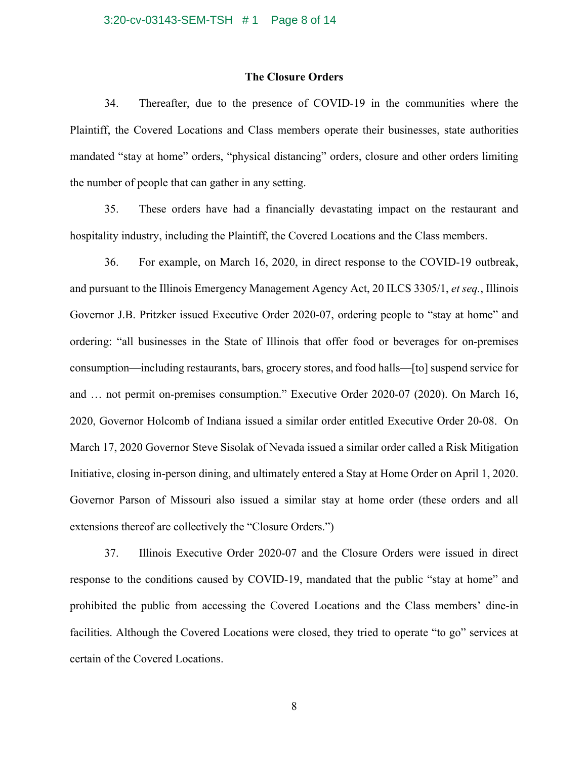### The Closure Orders

34. Thereafter, due to the presence of COVID-19 in the communities where the Plaintiff, the Covered Locations and Class members operate their businesses, state authorities mandated "stay at home" orders, "physical distancing" orders, closure and other orders limiting the number of people that can gather in any setting.

35. These orders have had a financially devastating impact on the restaurant and hospitality industry, including the Plaintiff, the Covered Locations and the Class members.

36. For example, on March 16, 2020, in direct response to the COVID-19 outbreak, and pursuant to the Illinois Emergency Management Agency Act, 20 ILCS 3305/1, *et seq.*, Illinois Governor J.B. Pritzker issued Executive Order 2020-07, ordering people to "stay at home" and ordering: "all businesses in the State of Illinois that offer food or beverages for on-premises consumption—including restaurants, bars, grocery stores, and food halls—[to] suspend service for and … not permit on-premises consumption." Executive Order 2020-07 (2020). On March 16, 2020, Governor Holcomb of Indiana issued a similar order entitled Executive Order 20-08. On March 17, 2020 Governor Steve Sisolak of Nevada issued a similar order called a Risk Mitigation Initiative, closing in-person dining, and ultimately entered a Stay at Home Order on April 1, 2020. Governor Parson of Missouri also issued a similar stay at home order (these orders and all extensions thereof are collectively the "Closure Orders.")

37. Illinois Executive Order 2020-07 and the Closure Orders were issued in direct response to the conditions caused by COVID-19, mandated that the public "stay at home" and prohibited the public from accessing the Covered Locations and the Class members' dine-in facilities. Although the Covered Locations were closed, they tried to operate "to go" services at certain of the Covered Locations.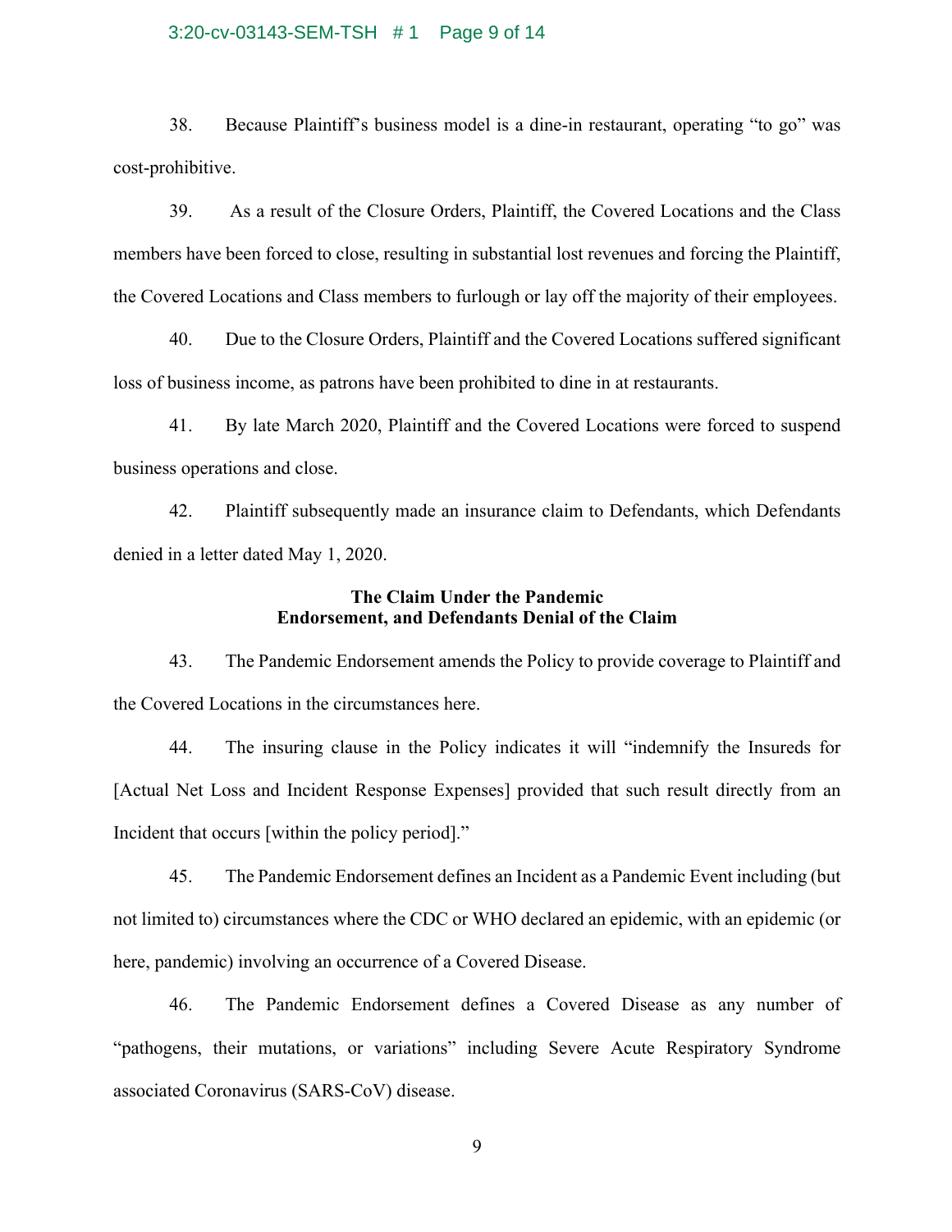38. Because Plaintiff's business model is a dine-in restaurant, operating "to go" was cost-prohibitive.

39. As a result of the Closure Orders, Plaintiff, the Covered Locations and the Class members have been forced to close, resulting in substantial lost revenues and forcing the Plaintiff, the Covered Locations and Class members to furlough or lay off the majority of their employees.

40. Due to the Closure Orders, Plaintiff and the Covered Locations suffered significant loss of business income, as patrons have been prohibited to dine in at restaurants.

41. By late March 2020, Plaintiff and the Covered Locations were forced to suspend business operations and close.

42. Plaintiff subsequently made an insurance claim to Defendants, which Defendants denied in a letter dated May 1, 2020.

**The Claim Under the Pandemic Endorsement, and Defendants Denial of the Claim**

43. The Pandemic Endorsement amends the Policy to provide coverage to Plaintiff and the Covered Locations in the circumstances here.

44. The insuring clause in the Policy indicates it will "indemnify the Insureds for [Actual Net Loss and Incident Response Expenses] provided that such result directly from an Incident that occurs [within the policy period]."

45. The Pandemic Endorsement defines an Incident as a Pandemic Event including (but not limited to) circumstances where the CDC or WHO declared an epidemic, with an epidemic (or here, pandemic) involving an occurrence of a Covered Disease.

46. The Pandemic Endorsement defines a Covered Disease as any number of "pathogens, their mutations, or variations" including Severe Acute Respiratory Syndrome associated Coronavirus (SARS-CoV) disease.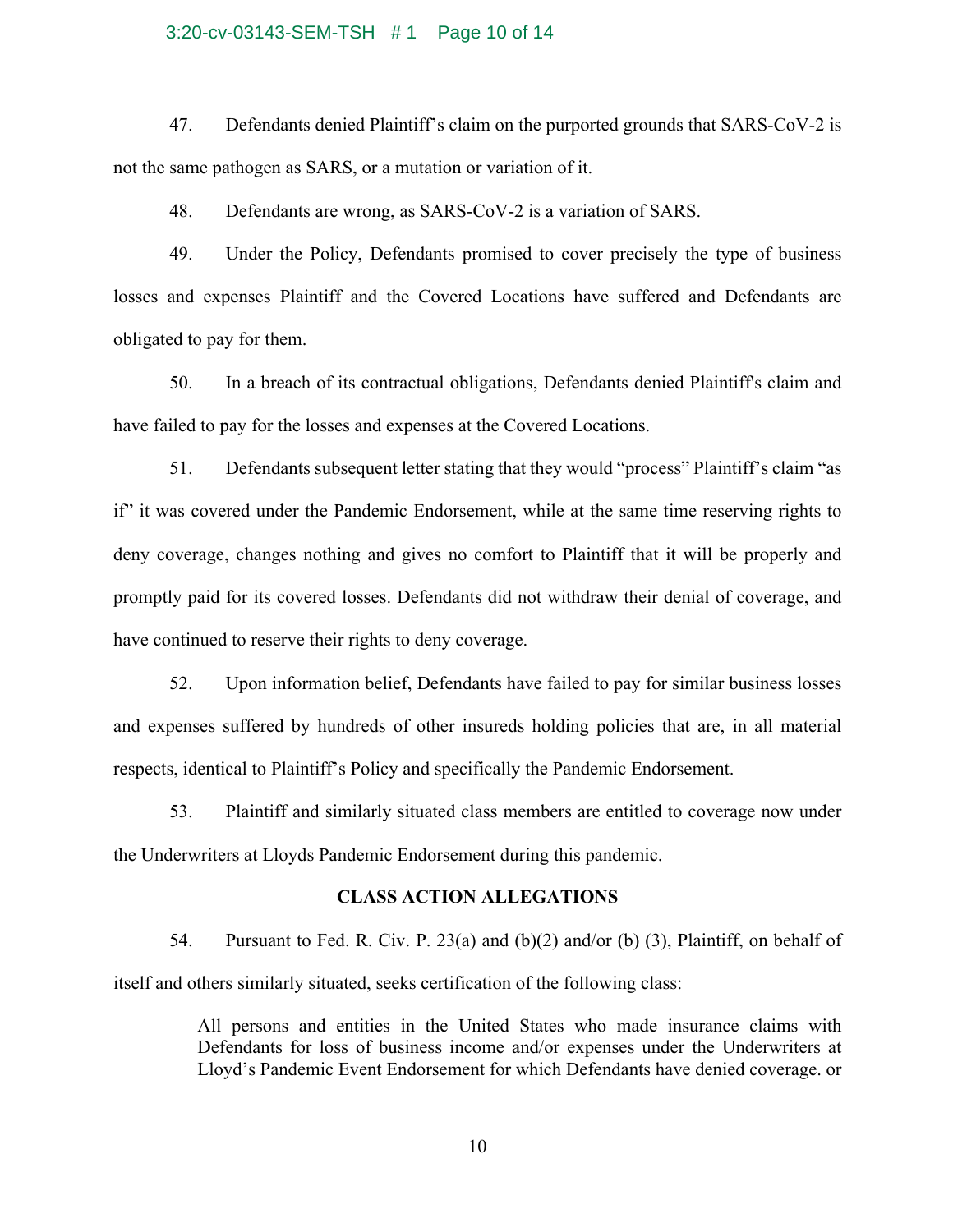47. Defendants denied Plaintiff's claim on the purported grounds that SARS-CoV-2 is not the same pathogen as SARS, or a mutation or variation of it.

48. Defendants are wrong, as SARS-CoV-2 is a variation of SARS.

49. Under the Policy, Defendants promised to cover precisely the type of business losses and expenses Plaintiff and the Covered Locations have suffered and Defendants are obligated to pay for them.

50. In a breach of its contractual obligations, Defendants denied Plaintiff's claim and have failed to pay for the losses and expenses at the Covered Locations.

51. Defendants subsequent letter stating that they would "process" Plaintiff's claim "as if" it was covered under the Pandemic Endorsement, while at the same time reserving rights to deny coverage, changes nothing and gives no comfort to Plaintiff that it will be properly and promptly paid for its covered losses. Defendants did not withdraw their denial of coverage, and have continued to reserve their rights to deny coverage.

52. Upon information belief, Defendants have failed to pay for similar business losses and expenses suffered by hundreds of other insureds holding policies that are, in all material respects, identical to Plaintiff's Policy and specifically the Pandemic Endorsement.

53. Plaintiff and similarly situated class members are entitled to coverage now under the Underwriters at Lloyds Pandemic Endorsement during this pandemic.

**CLASS ACTION ALLEGATIONS**

54. Pursuant to Fed. R. Civ. P. 23(a) and (b)(2) and/or (b) (3), Plaintiff, on behalf of itself and others similarly situated, seeks certification of the following class:

> All persons and entities in the United States who made insurance claims with Defendants for loss of business income and/or expenses under the Underwriters at Lloyd's Pandemic Event Endorsement for which Defendants have denied coverage. or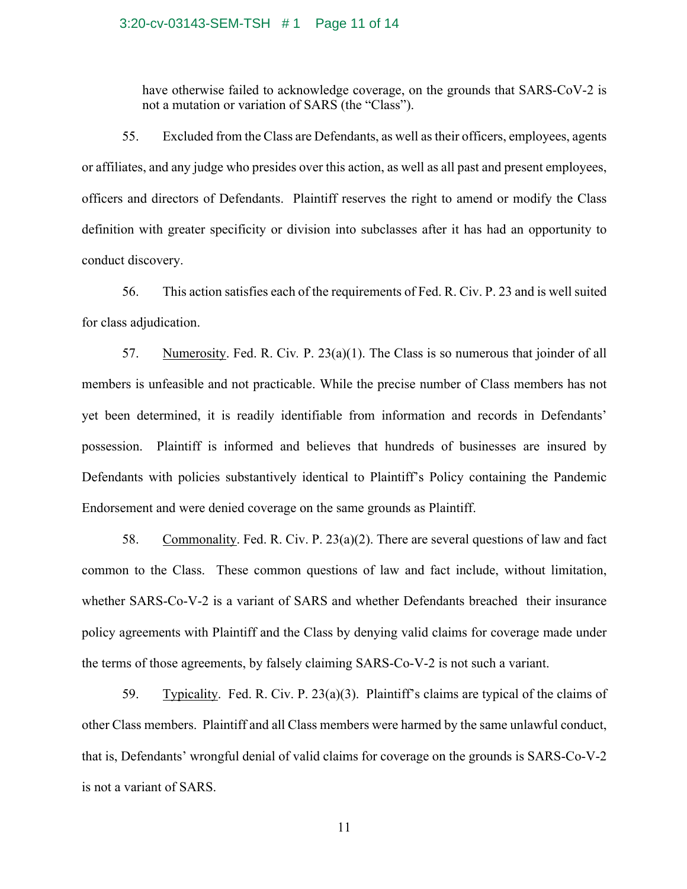have otherwise failed to acknowledge coverage, on the grounds that SARS-CoV-2 is not a mutation or variation of SARS (the "Class").

55. Excluded from the Class are Defendants, as well as their officers, employees, agents or affiliates, and any judge who presides over this action, as well as all past and present employees, officers and directors of Defendants. Plaintiff reserves the right to amend or modify the Class definition with greater specificity or division into subclasses after it has had an opportunity to conduct discovery.

56. This action satisfies each of the requirements of Fed. R. Civ. P. 23 and is well suited for class adjudication.

57. Numerosity. Fed. R. Civ. P. 23(a)(1). The Class is so numerous that joinder of all members is unfeasible and not practicable. While the precise number of Class members has not yet been determined, it is readily identifiable from information and records in Defendants' possession. Plaintiff is informed and believes that hundreds of businesses are insured by Defendants with policies substantively identical to Plaintiff's Policy containing the Pandemic Endorsement and were denied coverage on the same grounds as Plaintiff.

58. Commonality. Fed. R. Civ. P. 23(a)(2). There are several questions of law and fact common to the Class. These common questions of law and fact include, without limitation, whether SARS-Co-V-2 is a variant of SARS and whether Defendants breached their insurance policy agreements with Plaintiff and the Class by denying valid claims for coverage made under the terms of those agreements, by falsely claiming SARS-Co-V-2 is not such a variant.

59. Typicality. Fed. R. Civ. P. 23(a)(3). Plaintiff's claims are typical of the claims of other Class members. Plaintiff and all Class members were harmed by the same unlawful conduct, that is, Defendants' wrongful denial of valid claims for coverage on the grounds is SARS-Co-V-2 is not a variant of SARS.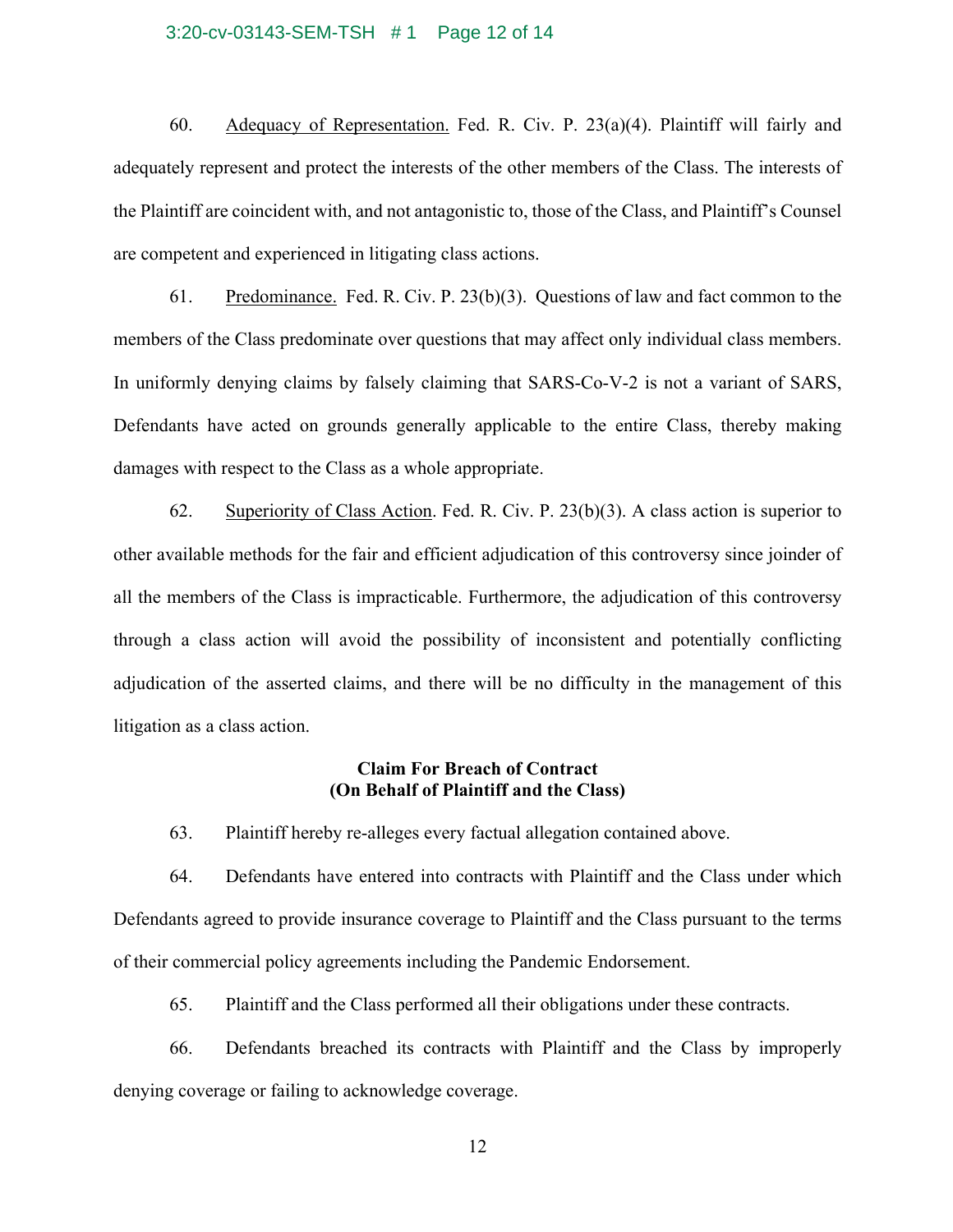60. Adequacy of Representation. Fed. R. Civ. P. 23(a)(4). Plaintiff will fairly and adequately represent and protect the interests of the other members of the Class. The interests of the Plaintiff are coincident with, and not antagonistic to, those of the Class, and Plaintiff's Counsel are competent and experienced in litigating class actions.

61. Predominance. Fed. R. Civ. P. 23(b)(3). Questions of law and fact common to the members of the Class predominate over questions that may affect only individual class members. In uniformly denying claims by falsely claiming that SARS-Co-V-2 is not a variant of SARS, Defendants have acted on grounds generally applicable to the entire Class, thereby making damages with respect to the Class as a whole appropriate.

62. Superiority of Class Action. Fed. R. Civ. P. 23(b)(3). A class action is superior to other available methods for the fair and efficient adjudication of this controversy since joinder of all the members of the Class is impracticable. Furthermore, the adjudication of this controversy through a class action will avoid the possibility of inconsistent and potentially conflicting adjudication of the asserted claims, and there will be no difficulty in the management of this litigation as a class action.

**Claim For Breach of Contract**
**(On Behalf of Plaintiff and the Class)**

63. Plaintiff hereby re-alleges every factual allegation contained above.

64. Defendants have entered into contracts with Plaintiff and the Class under which Defendants agreed to provide insurance coverage to Plaintiff and the Class pursuant to the terms of their commercial policy agreements including the Pandemic Endorsement.

65. Plaintiff and the Class performed all their obligations under these contracts.

66. Defendants breached its contracts with Plaintiff and the Class by improperly denying coverage or failing to acknowledge coverage.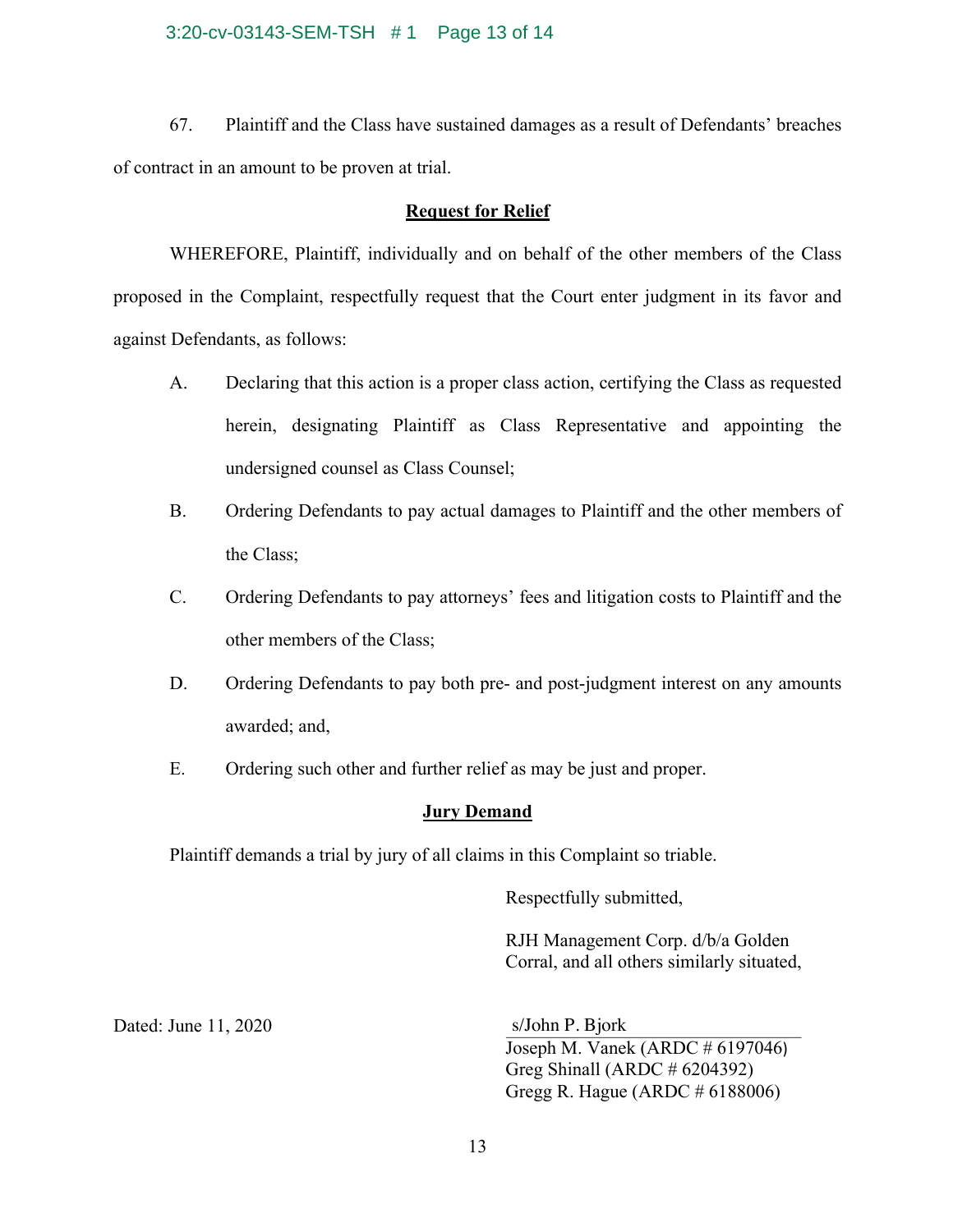67. Plaintiff and the Class have sustained damages as a result of Defendants' breaches of contract in an amount to be proven at trial.

## Request for Relief

WHEREFORE, Plaintiff, individually and on behalf of the other members of the Class proposed in the Complaint, respectfully request that the Court enter judgment in its favor and against Defendants, as follows:

A. Declaring that this action is a proper class action, certifying the Class as requested herein, designating Plaintiff as Class Representative and appointing the undersigned counsel as Class Counsel;

B. Ordering Defendants to pay actual damages to Plaintiff and the other members of the Class;

C. Ordering Defendants to pay attorneys' fees and litigation costs to Plaintiff and the other members of the Class;

D. Ordering Defendants to pay both pre- and post-judgment interest on any amounts awarded; and,

E. Ordering such other and further relief as may be just and proper.

## Jury Demand

Plaintiff demands a trial by jury of all claims in this Complaint so triable.

Respectfully submitted,

RJH Management Corp. d/b/a Golden Corral, and all others similarly situated,

Dated: June 11, 2020

s/John P. Bjork
Joseph M. Vanek (ARDC # 6197046)
Greg Shinall (ARDC # 6204392)
Gregg R. Hague (ARDC # 6188006)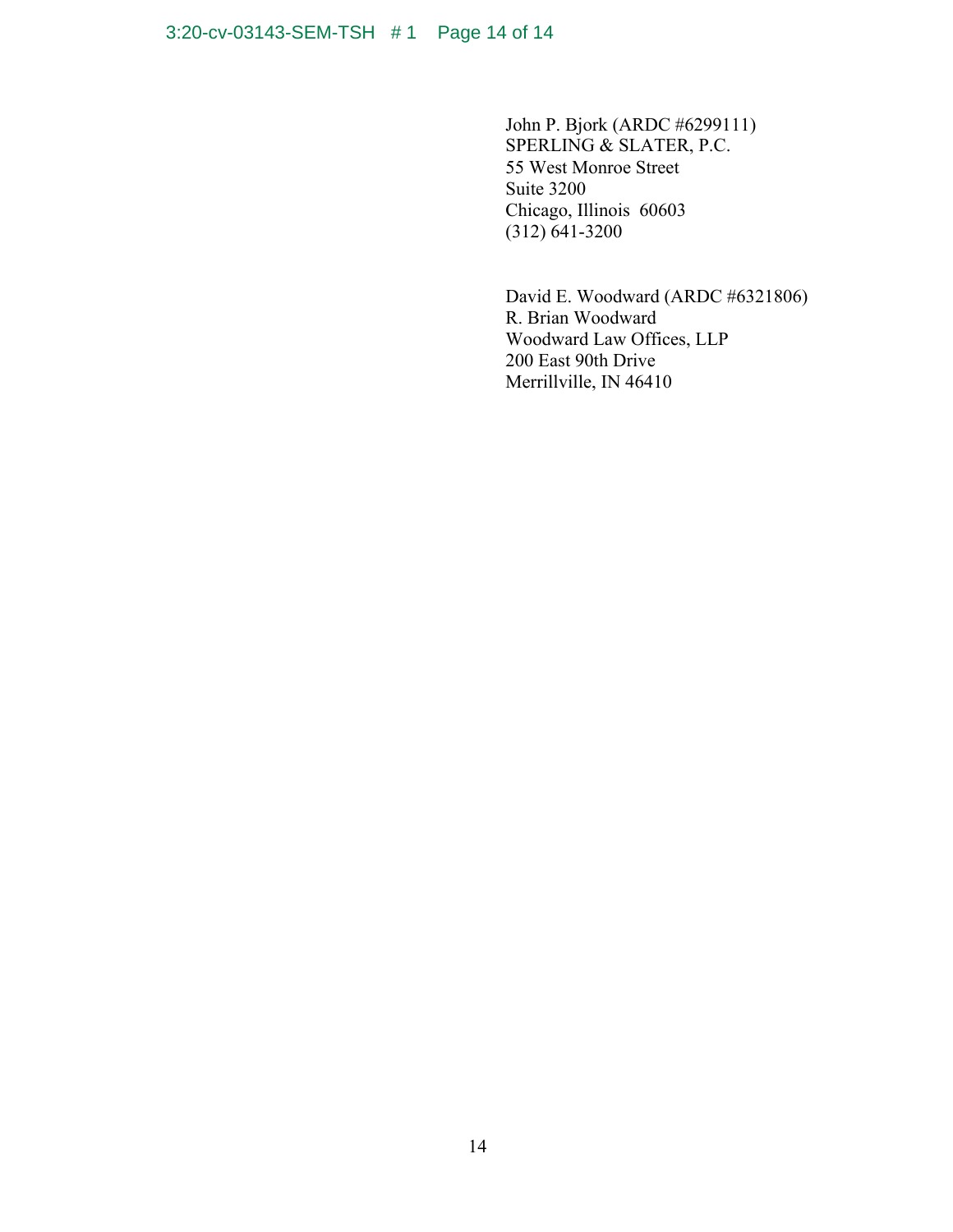John P. Bjork (ARDC #6299111)
SPERLING & SLATER, P.C.
55 West Monroe Street
Suite 3200
Chicago, Illinois 60603
(312) 641-3200

David E. Woodward (ARDC #6321806)
R. Brian Woodward
Woodward Law Offices, LLP
200 East 90th Drive
Merrillville, IN 46410